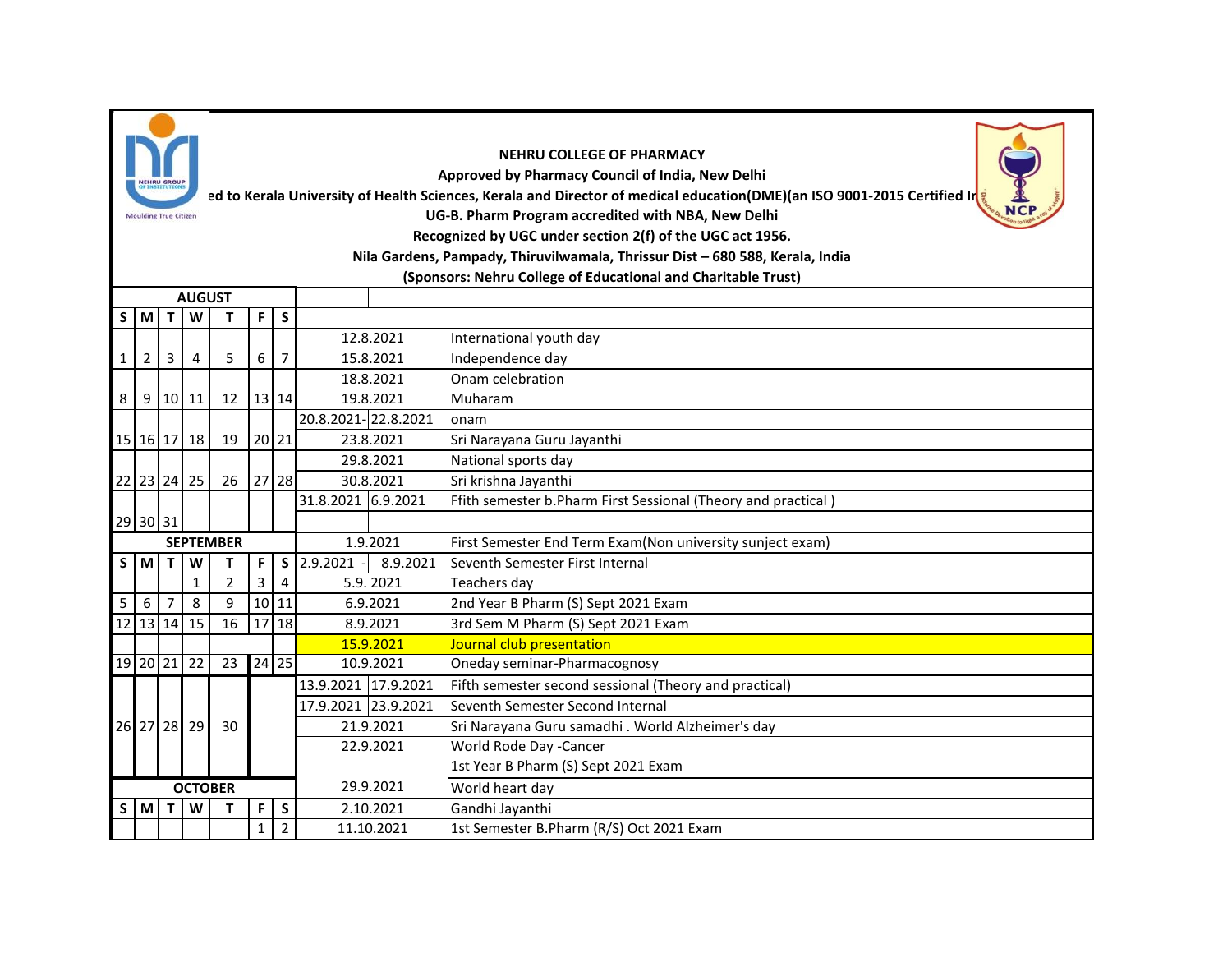**NEHRU COLLEGE OF PHARMACY**

**Approved by Pharmacy Council of India, New Delhi**

**ed to Kerala University of Health Sciences, Kerala and Director of medical education(DME)(an ISO 9001-2015 Certified In**

**UG-B. Pharm Program accredited with NBA, New Delhi**

**Recognized by UGC under section 2(f) of the UGC act 1956.**

**Nila Gardens, Pampady, Thiruvilwamala, Thrissur Dist – 680 588, Kerala, India**

**(Sponsors: Nehru College of Educational and Charitable Trust)**

**AUGUST**

| S | M | T | W | T | F | S |
|---|---|---|---|---|---|---|
| 1 | 2 | 3 | 4 | 5 | 6 | 7 |
| 8 | 9 | 10 | 11 | 12 | 13 | 14 |
| 15 | 16 | 17 | 18 | 19 | 20 | 21 |
| 22 | 23 | 24 | 25 | 26 | 27 | 28 |
| 29 | 30 | 31 | | | | |

**SEPTEMBER**

| S | M | T | W | T | F | S |
|---|---|---|---|---|---|---|
| | | | 1 | 2 | 3 | 4 |
| 5 | 6 | 7 | 8 | 9 | 10 | 11 |
| 12 | 13 | 14 | 15 | 16 | 17 | 18 |
| 19 | 20 | 21 | 22 | 23 | 24 | 25 |
| 26 | 27 | 28 | 29 | 30 | | |

**OCTOBER**

| S | M | T | W | T | F | S |
|---|---|---|---|---|---|---|
| | | | | | 1 | 2 |

| Date | | Event |
|---|---|---|
| 12.8.2021 | | International youth day |
| 15.8.2021 | | Independence day |
| 18.8.2021 | | Onam celebration |
| 19.8.2021 | | Muharam |
| 20.8.2021- | 22.8.2021 | onam |
| 23.8.2021 | | Sri Narayana Guru Jayanthi |
| 29.8.2021 | | National sports day |
| 30.8.2021 | | Sri krishna Jayanthi |
| 31.8.2021 | 6.9.2021 | Ffith semester b.Pharm First Sessional (Theory and practical ) |
| 1.9.2021 | | First Semester End Term Exam(Non university sunject exam) |
| 2.9.2021 - | 8.9.2021 | Seventh Semester First Internal |
| 5.9. 2021 | | Teachers day |
| 6.9.2021 | | 2nd Year B Pharm (S) Sept 2021 Exam |
| 8.9.2021 | | 3rd Sem M Pharm (S) Sept 2021 Exam |
| 15.9.2021 | | Journal club presentation |
| 10.9.2021 | | Oneday seminar-Pharmacognosy |
| 13.9.2021 | 17.9.2021 | Fifth semester second sessional (Theory and practical) |
| 17.9.2021 | 23.9.2021 | Seventh Semester Second Internal |
| 21.9.2021 | | Sri Narayana Guru samadhi . World Alzheimer's day |
| 22.9.2021 | | World Rode Day -Cancer |
| | | 1st Year B Pharm (S) Sept 2021 Exam |
| 29.9.2021 | | World heart day |
| 2.10.2021 | | Gandhi Jayanthi |
| 11.10.2021 | | 1st Semester B.Pharm (R/S) Oct 2021 Exam |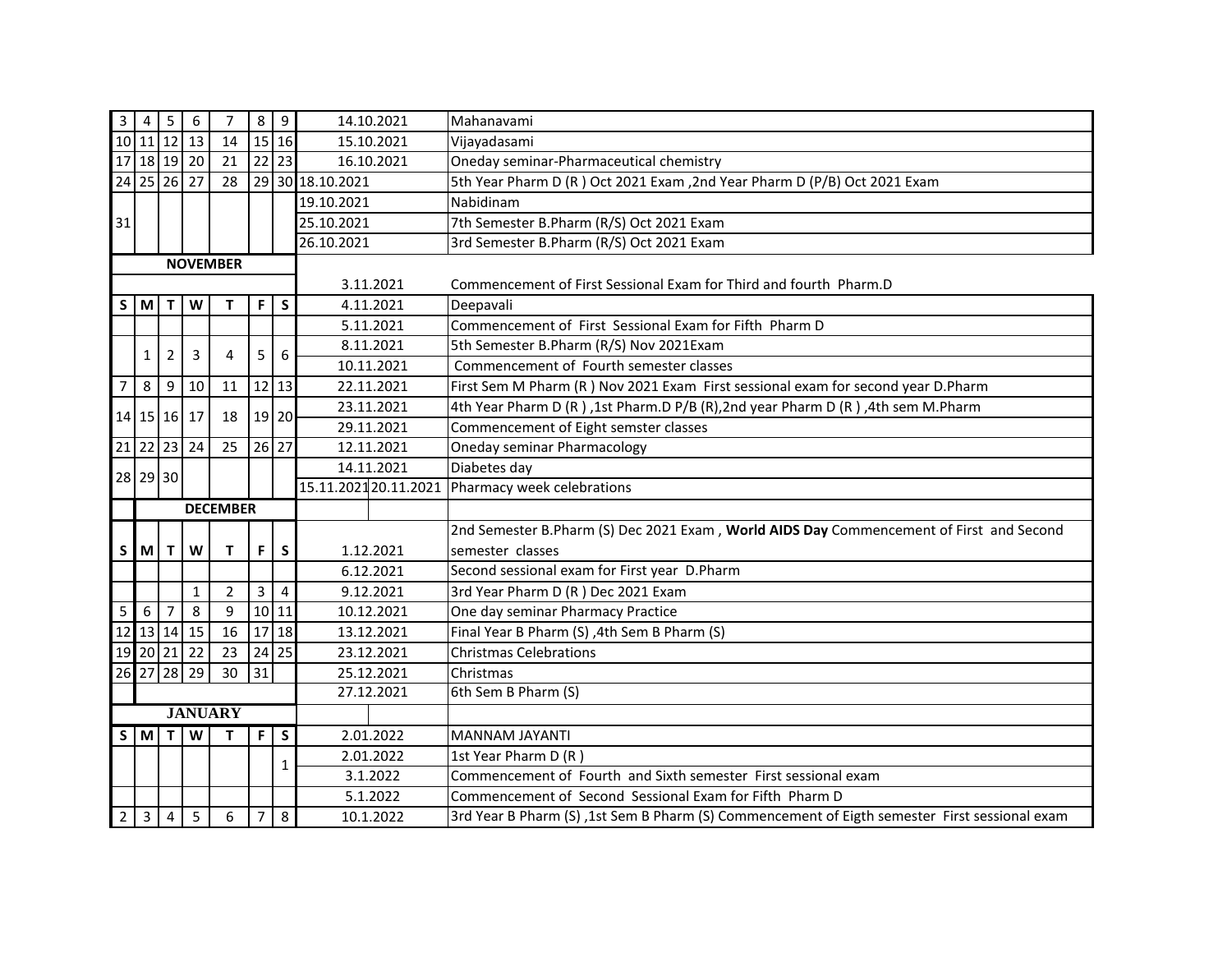| S | M | T | W | T | F | S | Date | | Event |
|---|---|---|---|---|---|---|---|---|---|
| 3 | 4 | 5 | 6 | 7 | 8 | 9 | 14.10.2021 | | Mahanavami |
| 10 | 11 | 12 | 13 | 14 | 15 | 16 | 15.10.2021 | | Vijayadasami |
| 17 | 18 | 19 | 20 | 21 | 22 | 23 | 16.10.2021 | | Oneday seminar-Pharmaceutical chemistry |
| 24 | 25 | 26 | 27 | 28 | 29 | 30 | 18.10.2021 | | 5th Year Pharm D (R ) Oct 2021 Exam ,2nd Year Pharm D (P/B) Oct 2021 Exam |
| 31 | | | | | | | 19.10.2021 | | Nabidinam |
| | | | | | | | 25.10.2021 | | 7th Semester B.Pharm (R/S) Oct 2021 Exam |
| | | | | | | | 26.10.2021 | | 3rd Semester B.Pharm (R/S) Oct 2021 Exam |
| **NOVEMBER** | | | | | | | | | |
| | | | | | | | 3.11.2021 | | Commencement of First Sessional Exam for Third and fourth Pharm.D |
| **S** | **M** | **T** | **W** | **T** | **F** | **S** | 4.11.2021 | | Deepavali |
| | | | | | | | 5.11.2021 | | Commencement of First Sessional Exam for Fifth Pharm D |
| | 1 | 2 | 3 | 4 | 5 | 6 | 8.11.2021 | | 5th Semester B.Pharm (R/S) Nov 2021Exam |
| | | | | | | | 10.11.2021 | | Commencement of Fourth semester classes |
| 7 | 8 | 9 | 10 | 11 | 12 | 13 | 22.11.2021 | | First Sem M Pharm (R ) Nov 2021 Exam First sessional exam for second year D.Pharm |
| 14 | 15 | 16 | 17 | 18 | 19 | 20 | 23.11.2021 | | 4th Year Pharm D (R ) ,1st Pharm.D P/B (R),2nd year Pharm D (R ) ,4th sem M.Pharm |
| | | | | | | | 29.11.2021 | | Commencement of Eight semster classes |
| 21 | 22 | 23 | 24 | 25 | 26 | 27 | 12.11.2021 | | Oneday seminar Pharmacology |
| 28 | 29 | 30 | | | | | 14.11.2021 | | Diabetes day |
| | | | | | | | 15.11.2021 | 20.11.2021 | Pharmacy week celebrations |
| **DECEMBER** | | | | | | | | | |
| **S** | **M** | **T** | **W** | **T** | **F** | **S** | 1.12.2021 | | 2nd Semester B.Pharm (S) Dec 2021 Exam , **World AIDS Day** Commencement of First and Second semester classes |
| | | | | | | | 6.12.2021 | | Second sessional exam for First year D.Pharm |
| | | | 1 | 2 | 3 | 4 | 9.12.2021 | | 3rd Year Pharm D (R ) Dec 2021 Exam |
| 5 | 6 | 7 | 8 | 9 | 10 | 11 | 10.12.2021 | | One day seminar Pharmacy Practice |
| 12 | 13 | 14 | 15 | 16 | 17 | 18 | 13.12.2021 | | Final Year B Pharm (S) ,4th Sem B Pharm (S) |
| 19 | 20 | 21 | 22 | 23 | 24 | 25 | 23.12.2021 | | Christmas Celebrations |
| 26 | 27 | 28 | 29 | 30 | 31 | | 25.12.2021 | | Christmas |
| | | | | | | | 27.12.2021 | | 6th Sem B Pharm (S) |
| **JANUARY** | | | | | | | | | |
| **S** | **M** | **T** | **W** | **T** | **F** | **S** | 2.01.2022 | | MANNAM JAYANTI |
| | | | | | | 1 | 2.01.2022 | | 1st Year Pharm D (R ) |
| | | | | | | | 3.1.2022 | | Commencement of Fourth and Sixth semester First sessional exam |
| | | | | | | | 5.1.2022 | | Commencement of Second Sessional Exam for Fifth Pharm D |
| 2 | 3 | 4 | 5 | 6 | 7 | 8 | 10.1.2022 | | 3rd Year B Pharm (S) ,1st Sem B Pharm (S) Commencement of Eigth semester First sessional exam |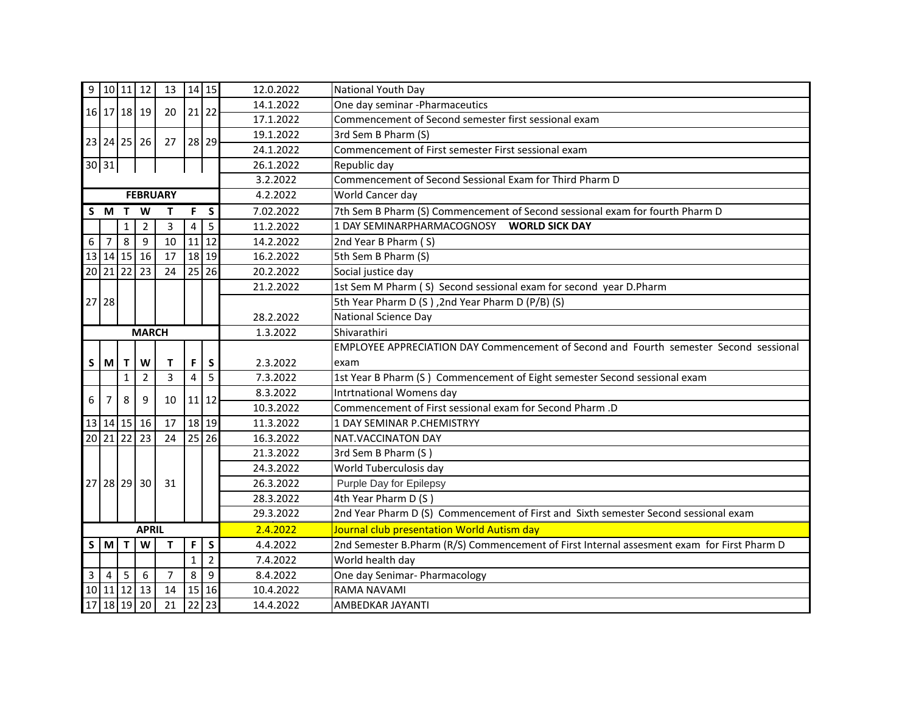| | | | | | | | | |
|---|---|---|---|---|---|---|---|---|
| 9 | 10 | 11 | 12 | 13 | 14 | 15 | 12.0.2022 | National Youth Day |
| 16 | 17 | 18 | 19 | 20 | 21 | 22 | 14.1.2022 | One day seminar -Pharmaceutics |
| | | | | | | | 17.1.2022 | Commencement of Second semester first sessional exam |
| 23 | 24 | 25 | 26 | 27 | 28 | 29 | 19.1.2022 | 3rd Sem B Pharm (S) |
| | | | | | | | 24.1.2022 | Commencement of First semester First sessional exam |
| 30 | 31 | | | | | | 26.1.2022 | Republic day |
| | | | | | | | 3.2.2022 | Commencement of Second Sessional Exam for Third Pharm D |
| **FEBRUARY** | | | | | | | 4.2.2022 | World Cancer day |
| **S** | **M** | **T** | **W** | **T** | **F** | **S** | 7.02.2022 | 7th Sem B Pharm (S) Commencement of Second sessional exam for fourth Pharm D |
| | | 1 | 2 | 3 | 4 | 5 | 11.2.2022 | 1 DAY SEMINARPHARMACOGNOSY **WORLD SICK DAY** |
| 6 | 7 | 8 | 9 | 10 | 11 | 12 | 14.2.2022 | 2nd Year B Pharm ( S) |
| 13 | 14 | 15 | 16 | 17 | 18 | 19 | 16.2.2022 | 5th Sem B Pharm (S) |
| 20 | 21 | 22 | 23 | 24 | 25 | 26 | 20.2.2022 | Social justice day |
| 27 | 28 | | | | | | 21.2.2022 | 1st Sem M Pharm ( S) Second sessional exam for second year D.Pharm |
| | | | | | | | | 5th Year Pharm D (S ) ,2nd Year Pharm D (P/B) (S) |
| | | | | | | | 28.2.2022 | National Science Day |
| **MARCH** | | | | | | | 1.3.2022 | Shivarathiri |
| **S** | **M** | **T** | **W** | **T** | **F** | **S** | 2.3.2022 | EMPLOYEE APPRECIATION DAY Commencement of Second and Fourth semester Second sessional exam |
| | | 1 | 2 | 3 | 4 | 5 | 7.3.2022 | 1st Year B Pharm (S ) Commencement of Eight semester Second sessional exam |
| 6 | 7 | 8 | 9 | 10 | 11 | 12 | 8.3.2022 | Intrtnational Womens day |
| | | | | | | | 10.3.2022 | Commencement of First sessional exam for Second Pharm .D |
| 13 | 14 | 15 | 16 | 17 | 18 | 19 | 11.3.2022 | 1 DAY SEMINAR P.CHEMISTRYY |
| 20 | 21 | 22 | 23 | 24 | 25 | 26 | 16.3.2022 | NAT.VACCINATON DAY |
| 27 | 28 | 29 | 30 | 31 | | | 21.3.2022 | 3rd Sem B Pharm (S ) |
| | | | | | | | 24.3.2022 | World Tuberculosis day |
| | | | | | | | 26.3.2022 | Purple Day for Epilepsy |
| | | | | | | | 28.3.2022 | 4th Year Pharm D (S ) |
| | | | | | | | 29.3.2022 | 2nd Year Pharm D (S) Commencement of First and Sixth semester Second sessional exam |
| **APRIL** | | | | | | | 2.4.2022 | Journal club presentation World Autism day |
| **S** | **M** | **T** | **W** | **T** | **F** | **S** | 4.4.2022 | 2nd Semester B.Pharm (R/S) Commencement of First Internal assesment exam for First Pharm D |
| | | | | | 1 | 2 | 7.4.2022 | World health day |
| 3 | 4 | 5 | 6 | 7 | 8 | 9 | 8.4.2022 | One day Senimar- Pharmacology |
| 10 | 11 | 12 | 13 | 14 | 15 | 16 | 10.4.2022 | RAMA NAVAMI |
| 17 | 18 | 19 | 20 | 21 | 22 | 23 | 14.4.2022 | AMBEDKAR JAYANTI |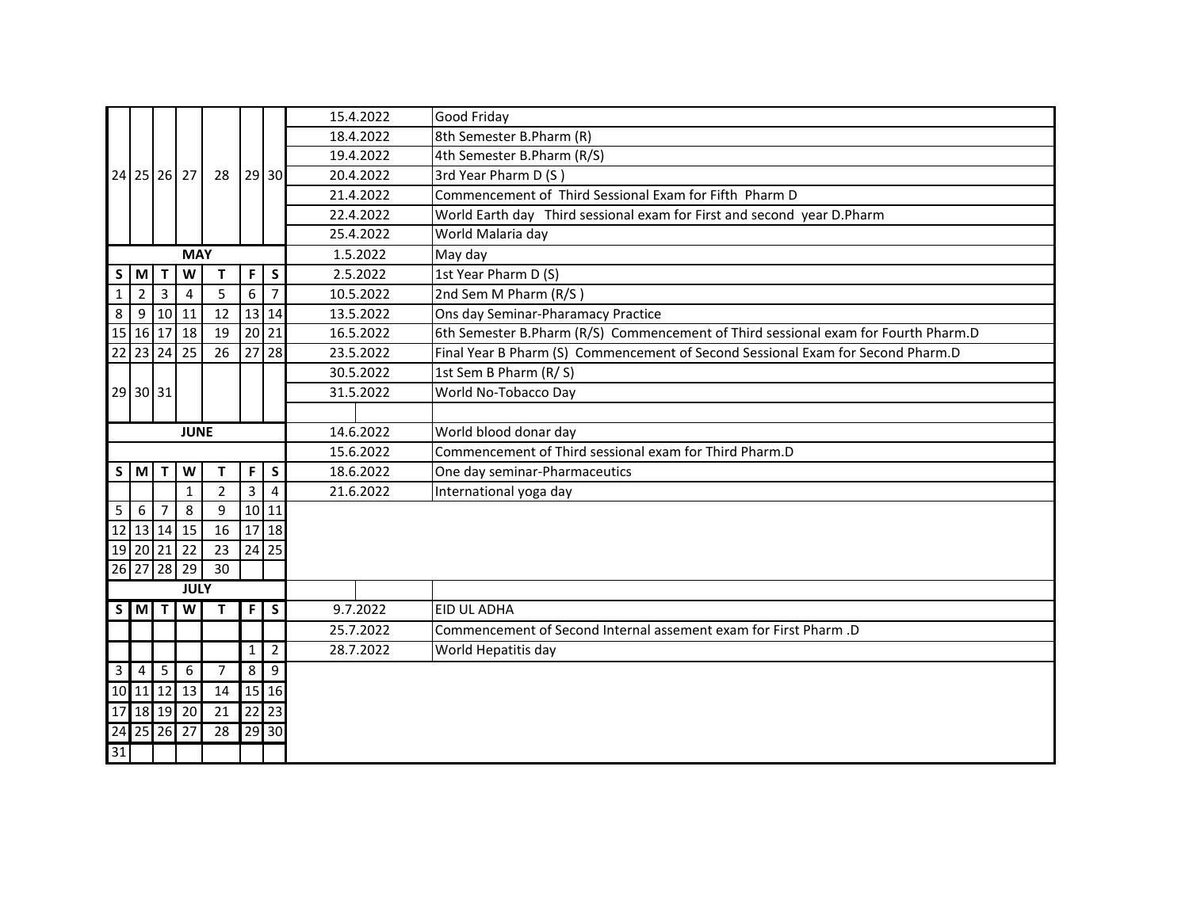| S | M | T | W | T | F | S | Date | Event |
|---|---|---|---|---|---|---|---|---|
| 24 | 25 | 26 | 27 | 28 | 29 | 30 | 15.4.2022 | Good Friday |
| | | | | | | | 18.4.2022 | 8th Semester B.Pharm (R) |
| | | | | | | | 19.4.2022 | 4th Semester B.Pharm (R/S) |
| | | | | | | | 20.4.2022 | 3rd Year Pharm D (S ) |
| | | | | | | | 21.4.2022 | Commencement of Third Sessional Exam for Fifth Pharm D |
| | | | | | | | 22.4.2022 | World Earth day Third sessional exam for First and second year D.Pharm |
| | | | | | | | 25.4.2022 | World Malaria day |
| **MAY** | | | | | | | 1.5.2022 | May day |
| **S** | **M** | **T** | **W** | **T** | **F** | **S** | 2.5.2022 | 1st Year Pharm D (S) |
| 1 | 2 | 3 | 4 | 5 | 6 | 7 | 10.5.2022 | 2nd Sem M Pharm (R/S ) |
| 8 | 9 | 10 | 11 | 12 | 13 | 14 | 13.5.2022 | Ons day Seminar-Pharamacy Practice |
| 15 | 16 | 17 | 18 | 19 | 20 | 21 | 16.5.2022 | 6th Semester B.Pharm (R/S) Commencement of Third sessional exam for Fourth Pharm.D |
| 22 | 23 | 24 | 25 | 26 | 27 | 28 | 23.5.2022 | Final Year B Pharm (S) Commencement of Second Sessional Exam for Second Pharm.D |
| 29 | 30 | 31 | | | | | 30.5.2022 | 1st Sem B Pharm (R/ S) |
| | | | | | | | 31.5.2022 | World No-Tobacco Day |
| | | | | | | | | |
| **JUNE** | | | | | | | 14.6.2022 | World blood donar day |
| | | | | | | | 15.6.2022 | Commencement of Third sessional exam for Third Pharm.D |
| **S** | **M** | **T** | **W** | **T** | **F** | **S** | 18.6.2022 | One day seminar-Pharmaceutics |
| | | | 1 | 2 | 3 | 4 | 21.6.2022 | International yoga day |
| 5 | 6 | 7 | 8 | 9 | 10 | 11 | | |
| 12 | 13 | 14 | 15 | 16 | 17 | 18 | | |
| 19 | 20 | 21 | 22 | 23 | 24 | 25 | | |
| 26 | 27 | 28 | 29 | 30 | | | | |
| **JULY** | | | | | | | | |
| **S** | **M** | **T** | **W** | **T** | **F** | **S** | 9.7.2022 | EID UL ADHA |
| | | | | | | | 25.7.2022 | Commencement of Second Internal assement exam for First Pharm .D |
| | | | | | 1 | 2 | 28.7.2022 | World Hepatitis day |
| 3 | 4 | 5 | 6 | 7 | 8 | 9 | | |
| 10 | 11 | 12 | 13 | 14 | 15 | 16 | | |
| 17 | 18 | 19 | 20 | 21 | 22 | 23 | | |
| 24 | 25 | 26 | 27 | 28 | 29 | 30 | | |
| 31 | | | | | | | | |